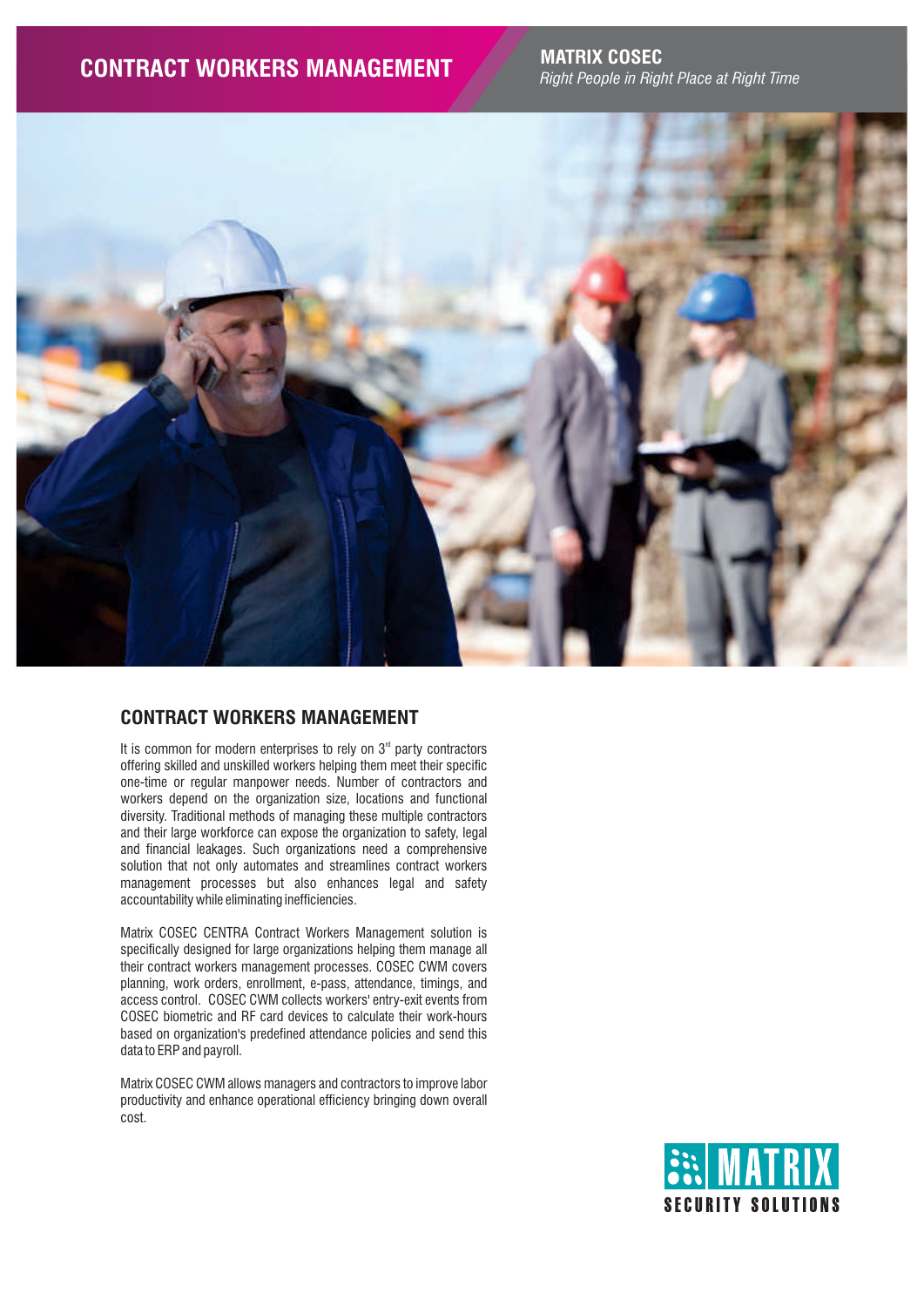# CONTRACT WORKERS MANAGEMENT

**MATRIX COSEC**
*Right People in Right Place at Right Time*

## CONTRACT WORKERS MANAGEMENT

It is common for modern enterprises to rely on 3rd party contractors offering skilled and unskilled workers helping them meet their specific one-time or regular manpower needs. Number of contractors and workers depend on the organization size, locations and functional diversity. Traditional methods of managing these multiple contractors and their large workforce can expose the organization to safety, legal and financial leakages. Such organizations need a comprehensive solution that not only automates and streamlines contract workers management processes but also enhances legal and safety accountability while eliminating inefficiencies.

Matrix COSEC CENTRA Contract Workers Management solution is specifically designed for large organizations helping them manage all their contract workers management processes. COSEC CWM covers planning, work orders, enrollment, e-pass, attendance, timings, and access control. COSEC CWM collects workers' entry-exit events from COSEC biometric and RF card devices to calculate their work-hours based on organization's predefined attendance policies and send this data to ERP and payroll.

Matrix COSEC CWM allows managers and contractors to improve labor productivity and enhance operational efficiency bringing down overall cost.

MATRIX
SECURITY SOLUTIONS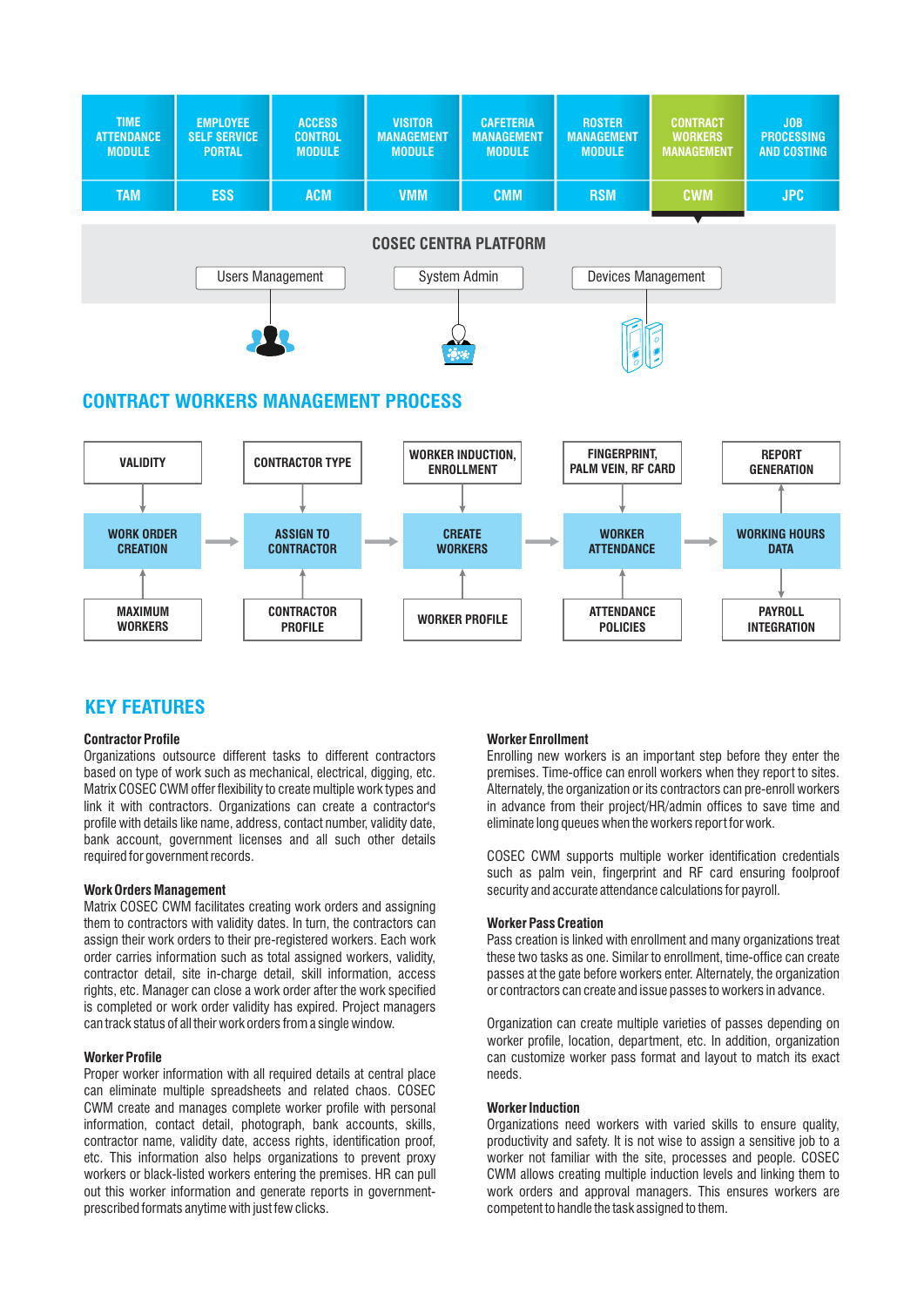| TIME ATTENDANCE MODULE | EMPLOYEE SELF SERVICE PORTAL | ACCESS CONTROL MODULE | VISITOR MANAGEMENT MODULE | CAFETERIA MANAGEMENT MODULE | ROSTER MANAGEMENT MODULE | CONTRACT WORKERS MANAGEMENT | JOB PROCESSING AND COSTING |
|---|---|---|---|---|---|---|---|
| TAM | ESS | ACM | VMM | CMM | RSM | CWM | JPC |

**COSEC CENTRA PLATFORM**

Users Management | System Admin | Devices Management

## CONTRACT WORKERS MANAGEMENT PROCESS

| VALIDITY | CONTRACTOR TYPE | WORKER INDUCTION, ENROLLMENT | FINGERPRINT, PALM VEIN, RF CARD | REPORT GENERATION |
|---|---|---|---|---|
| WORK ORDER CREATION → | ASSIGN TO CONTRACTOR → | CREATE WORKERS → | WORKER ATTENDANCE → | WORKING HOURS DATA |
| MAXIMUM WORKERS | CONTRACTOR PROFILE | WORKER PROFILE | ATTENDANCE POLICIES | PAYROLL INTEGRATION |

## KEY FEATURES

### Contractor Profile

Organizations outsource different tasks to different contractors based on type of work such as mechanical, electrical, digging, etc. Matrix COSEC CWM offer flexibility to create multiple work types and link it with contractors. Organizations can create a contractor's profile with details like name, address, contact number, validity date, bank account, government licenses and all such other details required for government records.

### Work Orders Management

Matrix COSEC CWM facilitates creating work orders and assigning them to contractors with validity dates. In turn, the contractors can assign their work orders to their pre-registered workers. Each work order carries information such as total assigned workers, validity, contractor detail, site in-charge detail, skill information, access rights, etc. Manager can close a work order after the work specified is completed or work order validity has expired. Project managers can track status of all their work orders from a single window.

### Worker Profile

Proper worker information with all required details at central place can eliminate multiple spreadsheets and related chaos. COSEC CWM create and manages complete worker profile with personal information, contact detail, photograph, bank accounts, skills, contractor name, validity date, access rights, identification proof, etc. This information also helps organizations to prevent proxy workers or black-listed workers entering the premises. HR can pull out this worker information and generate reports in government-prescribed formats anytime with just few clicks.

### Worker Enrollment

Enrolling new workers is an important step before they enter the premises. Time-office can enroll workers when they report to sites. Alternatively, the organization or its contractors can pre-enroll workers in advance from their project/HR/admin offices to save time and eliminate long queues when the workers report for work.

COSEC CWM supports multiple worker identification credentials such as palm vein, fingerprint and RF card ensuring foolproof security and accurate attendance calculations for payroll.

### Worker Pass Creation

Pass creation is linked with enrollment and many organizations treat these two tasks as one. Similar to enrollment, time-office can create passes at the gate before workers enter. Alternately, the organization or contractors can create and issue passes to workers in advance.

Organization can create multiple varieties of passes depending on worker profile, location, department, etc. In addition, organization can customize worker pass format and layout to match its exact needs.

### Worker Induction

Organizations need workers with varied skills to ensure quality, productivity and safety. It is not wise to assign a sensitive job to a worker not familiar with the site, processes and people. COSEC CWM allows creating multiple induction levels and linking them to work orders and approval managers. This ensures workers are competent to handle the task assigned to them.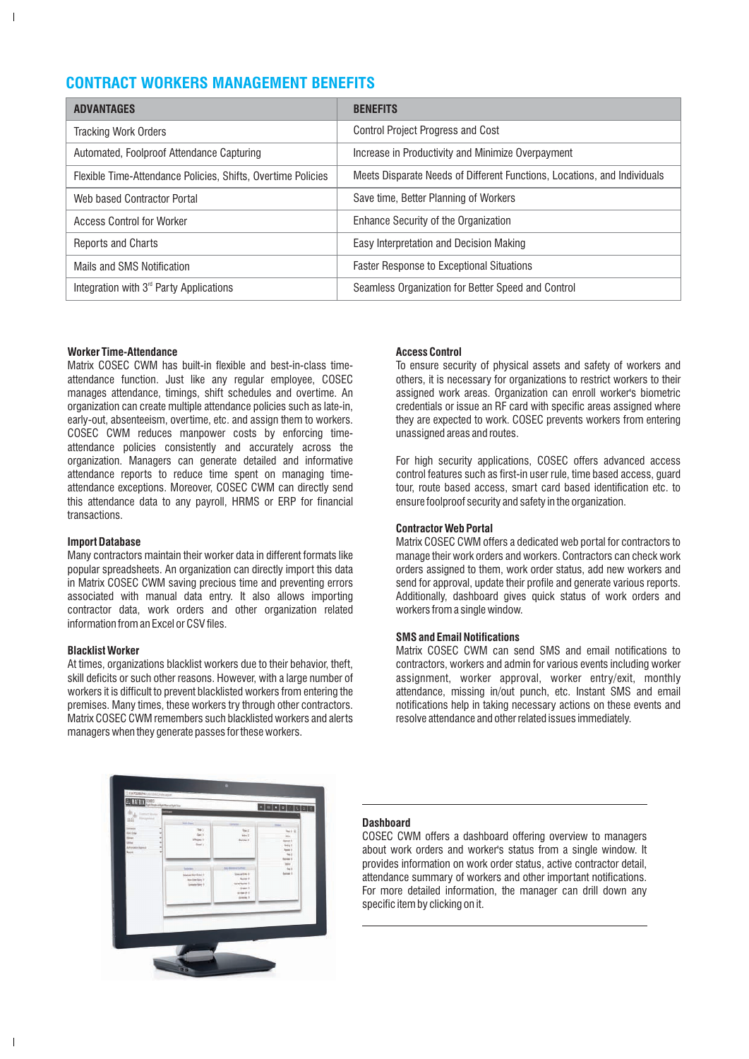## CONTRACT WORKERS MANAGEMENT BENEFITS

| ADVANTAGES | BENEFITS |
|---|---|
| Tracking Work Orders | Control Project Progress and Cost |
| Automated, Foolproof Attendance Capturing | Increase in Productivity and Minimize Overpayment |
| Flexible Time-Attendance Policies, Shifts, Overtime Policies | Meets Disparate Needs of Different Functions, Locations, and Individuals |
| Web based Contractor Portal | Save time, Better Planning of Workers |
| Access Control for Worker | Enhance Security of the Organization |
| Reports and Charts | Easy Interpretation and Decision Making |
| Mails and SMS Notification | Faster Response to Exceptional Situations |
| Integration with 3rd Party Applications | Seamless Organization for Better Speed and Control |

**Worker Time-Attendance**
Matrix COSEC CWM has built-in flexible and best-in-class time-attendance function. Just like any regular employee, COSEC manages attendance, timings, shift schedules and overtime. An organization can create multiple attendance policies such as late-in, early-out, absenteeism, overtime, etc. and assign them to workers. COSEC CWM reduces manpower costs by enforcing time-attendance policies consistently and accurately across the organization. Managers can generate detailed and informative attendance reports to reduce time spent on managing time-attendance exceptions. Moreover, COSEC CWM can directly send this attendance data to any payroll, HRMS or ERP for financial transactions.

**Import Database**
Many contractors maintain their worker data in different formats like popular spreadsheets. An organization can directly import this data in Matrix COSEC CWM saving precious time and preventing errors associated with manual data entry. It also allows importing contractor data, work orders and other organization related information from an Excel or CSV files.

**Blacklist Worker**
At times, organizations blacklist workers due to their behavior, theft, skill deficits or such other reasons. However, with a large number of workers it is difficult to prevent blacklisted workers from entering the premises. Many times, these workers try through other contractors. Matrix COSEC CWM remembers such blacklisted workers and alerts managers when they generate passes for these workers.

**Access Control**
To ensure security of physical assets and safety of workers and others, it is necessary for organizations to restrict workers to their assigned work areas. Organization can enroll worker's biometric credentials or issue an RF card with specific areas assigned where they are expected to work. COSEC prevents workers from entering unassigned areas and routes.

For high security applications, COSEC offers advanced access control features such as first-in user rule, time based access, guard tour, route based access, smart card based identification etc. to ensure foolproof security and safety in the organization.

**Contractor Web Portal**
Matrix COSEC CWM offers a dedicated web portal for contractors to manage their work orders and workers. Contractors can check work orders assigned to them, work order status, add new workers and send for approval, update their profile and generate various reports. Additionally, dashboard gives quick status of work orders and workers from a single window.

**SMS and Email Notifications**
Matrix COSEC CWM can send SMS and email notifications to contractors, workers and admin for various events including worker assignment, worker approval, worker entry/exit, monthly attendance, missing in/out punch, etc. Instant SMS and email notifications help in taking necessary actions on these events and resolve attendance and other related issues immediately.

**Dashboard**
COSEC CWM offers a dashboard offering overview to managers about work orders and worker's status from a single window. It provides information on work order status, active contractor detail, attendance summary of workers and other important notifications. For more detailed information, the manager can drill down any specific item by clicking on it.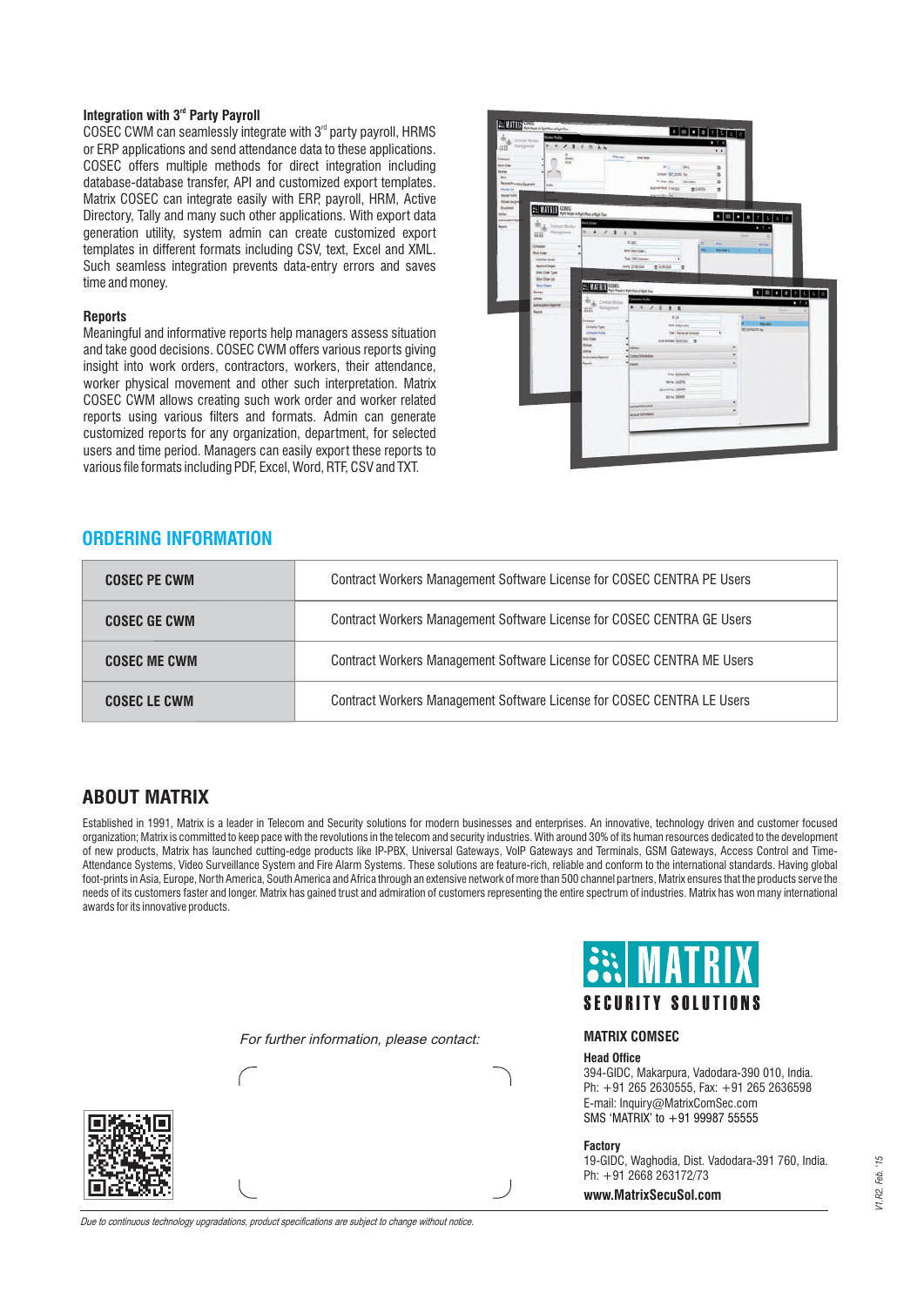### Integration with 3rd Party Payroll

COSEC CWM can seamlessly integrate with 3rd party payroll, HRMS or ERP applications and send attendance data to these applications. COSEC offers multiple methods for direct integration including database-database transfer, API and customized export templates. Matrix COSEC can integrate easily with ERP, payroll, HRM, Active Directory, Tally and many such other applications. With export data generation utility, system admin can create customized export templates in different formats including CSV, text, Excel and XML. Such seamless integration prevents data-entry errors and saves time and money.

### Reports

Meaningful and informative reports help managers assess situation and take good decisions. COSEC CWM offers various reports giving insight into work orders, contractors, workers, their attendance, worker physical movement and other such interpretation. Matrix COSEC CWM allows creating such work order and worker related reports using various filters and formats. Admin can generate customized reports for any organization, department, for selected users and time period. Managers can easily export these reports to various file formats including PDF, Excel, Word, RTF, CSV and TXT.

## ORDERING INFORMATION

| | |
|---|---|
| **COSEC PE CWM** | Contract Workers Management Software License for COSEC CENTRA PE Users |
| **COSEC GE CWM** | Contract Workers Management Software License for COSEC CENTRA GE Users |
| **COSEC ME CWM** | Contract Workers Management Software License for COSEC CENTRA ME Users |
| **COSEC LE CWM** | Contract Workers Management Software License for COSEC CENTRA LE Users |

## ABOUT MATRIX

Established in 1991, Matrix is a leader in Telecom and Security solutions for modern businesses and enterprises. An innovative, technology driven and customer focused organization; Matrix is committed to keep pace with the revolutions in the telecom and security industries. With around 30% of its human resources dedicated to the development of new products, Matrix has launched cutting-edge products like IP-PBX, Universal Gateways, VoIP Gateways and Terminals, GSM Gateways, Access Control and Time-Attendance Systems, Video Surveillance System and Fire Alarm Systems. These solutions are feature-rich, reliable and conform to the international standards. Having global foot-prints in Asia, Europe, North America, South America and Africa through an extensive network of more than 500 channel partners, Matrix ensures that the products serve the needs of its customers faster and longer. Matrix has gained trust and admiration of customers representing the entire spectrum of industries. Matrix has won many international awards for its innovative products.

*For further information, please contact:*

MATRIX SECURITY SOLUTIONS

**MATRIX COMSEC**

**Head Office**
394-GIDC, Makarpura, Vadodara-390 010, India.
Ph: +91 265 2630555, Fax: +91 265 2636598
E-mail: Inquiry@MatrixComSec.com
SMS 'MATRIX' to +91 99987 55555

**Factory**
19-GIDC, Waghodia, Dist. Vadodara-391 760, India.
Ph: +91 2668 263172/73

**www.MatrixSecuSol.com**

*V1.R2. Feb. '15*

*Due to continuous technology upgradations, product specifications are subject to change without notice.*